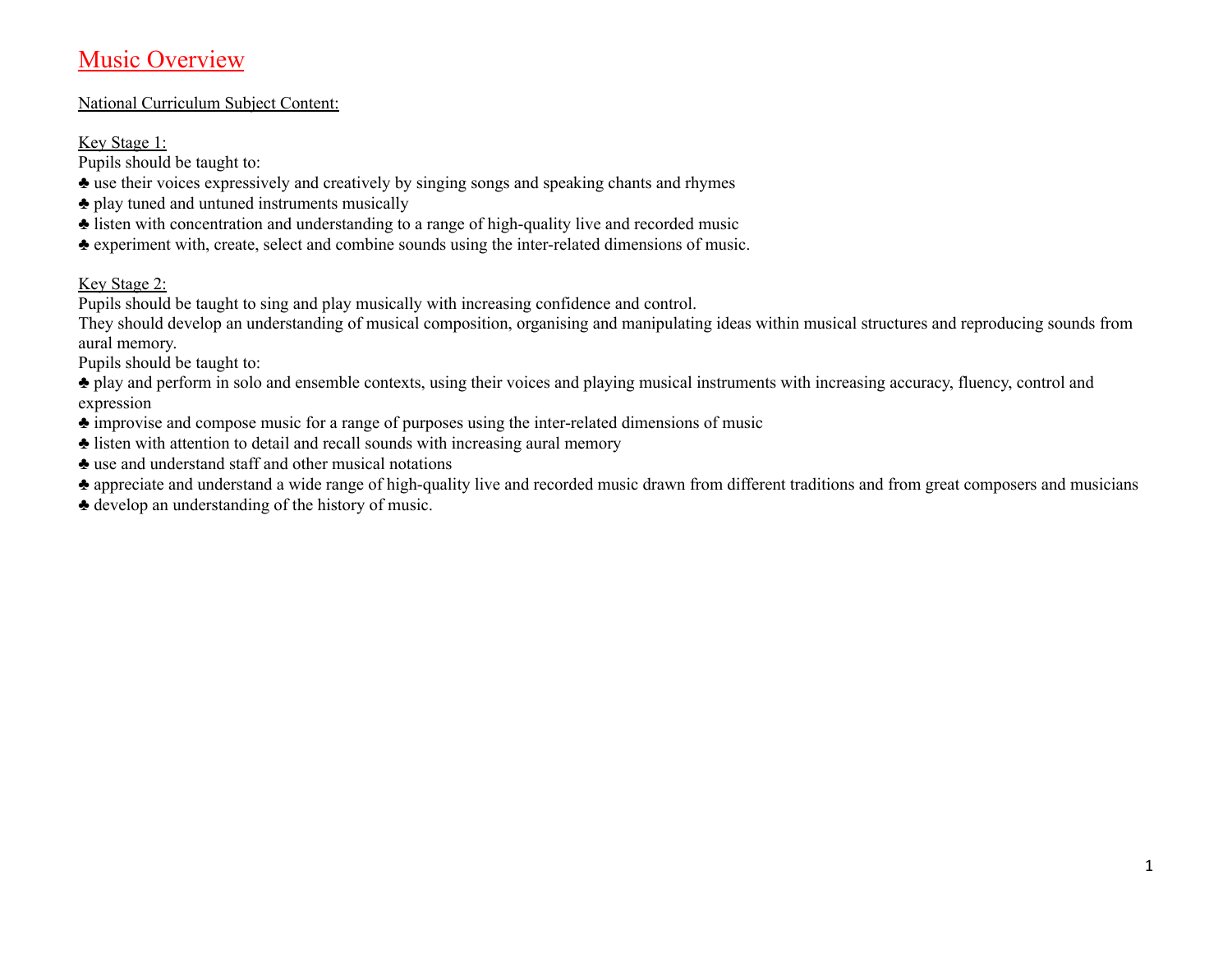# Music Overview

National Curriculum Subject Content:

Key Stage 1:

Pupils should be taught to:

- use their voices expressively and creatively by singing songs and speaking chants and rhymes
- play tuned and untuned instruments musically
- listen with concentration and understanding to a range of high-quality live and recorded music
- experiment with, create, select and combine sounds using the inter-related dimensions of music.

Key Stage 2:

Pupils should be taught to sing and play musically with increasing confidence and control.

They should develop an understanding of musical composition, organising and manipulating ideas within musical structures and reproducing sounds from aural memory.

Pupils should be taught to:

- play and perform in solo and ensemble contexts, using their voices and playing musical instruments with increasing accuracy, fluency, control and expression
- improvise and compose music for a range of purposes using the inter-related dimensions of music
- listen with attention to detail and recall sounds with increasing aural memory
- use and understand staff and other musical notations
- appreciate and understand a wide range of high-quality live and recorded music drawn from different traditions and from great composers and musicians
- develop an understanding of the history of music.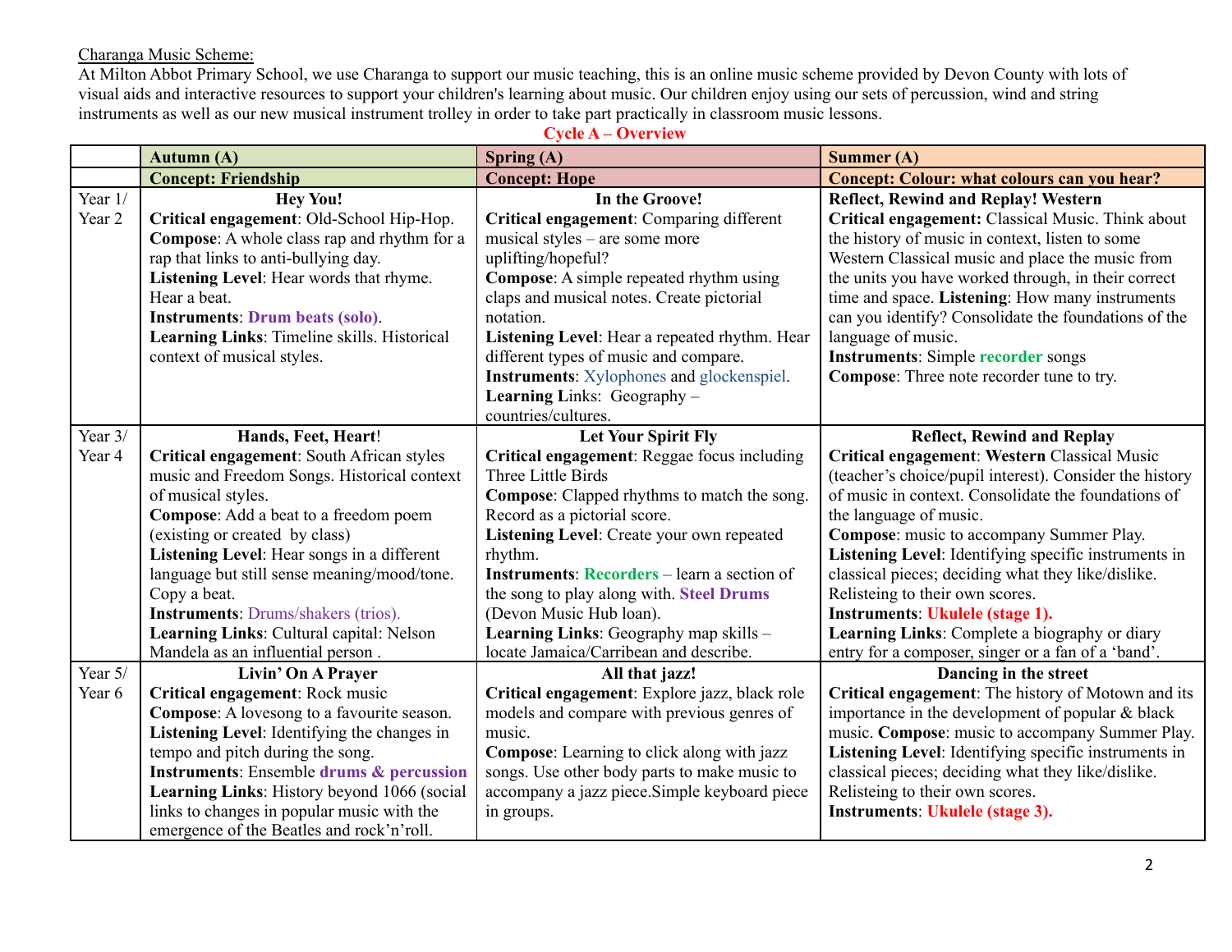<u>Charanga Music Scheme:</u>

At Milton Abbot Primary School, we use Charanga to support our music teaching, this is an online music scheme provided by Devon County with lots of visual aids and interactive resources to support your children's learning about music. Our children enjoy using our sets of percussion, wind and string instruments as well as our new musical instrument trolley in order to take part practically in classroom music lessons.

**Cycle A – Overview**

| | **Autumn (A)** | **Spring (A)** | **Summer (A)** |
|---|---|---|---|
| | **Concept: Friendship** | **Concept: Hope** | **Concept: Colour: what colours can you hear?** |
| Year 1/ Year 2 | **Hey You!** <br> **Critical engagement**: Old-School Hip-Hop. <br> **Compose**: A whole class rap and rhythm for a rap that links to anti-bullying day. <br> **Listening Level**: Hear words that rhyme. Hear a beat. <br> **Instruments**: **Drum beats (solo)**. <br> **Learning Links**: Timeline skills. Historical context of musical styles. | **In the Groove!** <br> **Critical engagement**: Comparing different musical styles – are some more uplifting/hopeful? <br> **Compose**: A simple repeated rhythm using claps and musical notes. Create pictorial notation. <br> **Listening Level**: Hear a repeated rhythm. Hear different types of music and compare. <br> **Instruments**: Xylophones and glockenspiel. <br> **Learning Links**: Geography – countries/cultures. | **Reflect, Rewind and Replay! Western** <br> **Critical engagement:** Classical Music. Think about the history of music in context, listen to some Western Classical music and place the music from the units you have worked through, in their correct time and space. **Listening**: How many instruments can you identify? Consolidate the foundations of the language of music. <br> **Instruments**: Simple **recorder** songs <br> **Compose**: Three note recorder tune to try. |
| Year 3/ Year 4 | **Hands, Feet, Heart!** <br> **Critical engagement**: South African styles music and Freedom Songs. Historical context of musical styles. <br> **Compose**: Add a beat to a freedom poem (existing or created by class) <br> **Listening Level**: Hear songs in a different language but still sense meaning/mood/tone. Copy a beat. <br> **Instruments**: Drums/shakers (trios). <br> **Learning Links**: Cultural capital: Nelson Mandela as an influential person . | **Let Your Spirit Fly** <br> **Critical engagement**: Reggae focus including Three Little Birds <br> **Compose**: Clapped rhythms to match the song. Record as a pictorial score. <br> **Listening Level**: Create your own repeated rhythm. <br> **Instruments**: **Recorders** – learn a section of the song to play along with. **Steel Drums** (Devon Music Hub loan). <br> **Learning Links**: Geography map skills – locate Jamaica/Carribean and describe. | **Reflect, Rewind and Replay** <br> **Critical engagement**: **Western** Classical Music (teacher's choice/pupil interest). Consider the history of music in context. Consolidate the foundations of the language of music. <br> **Compose**: music to accompany Summer Play. <br> **Listening Level**: Identifying specific instruments in classical pieces; deciding what they like/dislike. Relisteing to their own scores. <br> **Instruments**: **Ukulele (stage 1).** <br> **Learning Links**: Complete a biography or diary entry for a composer, singer or a fan of a 'band'. |
| Year 5/ Year 6 | **Livin' On A Prayer** <br> **Critical engagement**: Rock music <br> **Compose**: A lovesong to a favourite season. <br> **Listening Level**: Identifying the changes in tempo and pitch during the song. <br> **Instruments**: Ensemble **drums & percussion** <br> **Learning Links**: History beyond 1066 (social links to changes in popular music with the emergence of the Beatles and rock'n'roll. | **All that jazz!** <br> **Critical engagement**: Explore jazz, black role models and compare with previous genres of music. <br> **Compose**: Learning to click along with jazz songs. Use other body parts to make music to accompany a jazz piece.Simple keyboard piece in groups. | **Dancing in the street** <br> **Critical engagement**: The history of Motown and its importance in the development of popular & black music. **Compose**: music to accompany Summer Play. <br> **Listening Level**: Identifying specific instruments in classical pieces; deciding what they like/dislike. Relisteing to their own scores. <br> **Instruments**: **Ukulele (stage 3).** |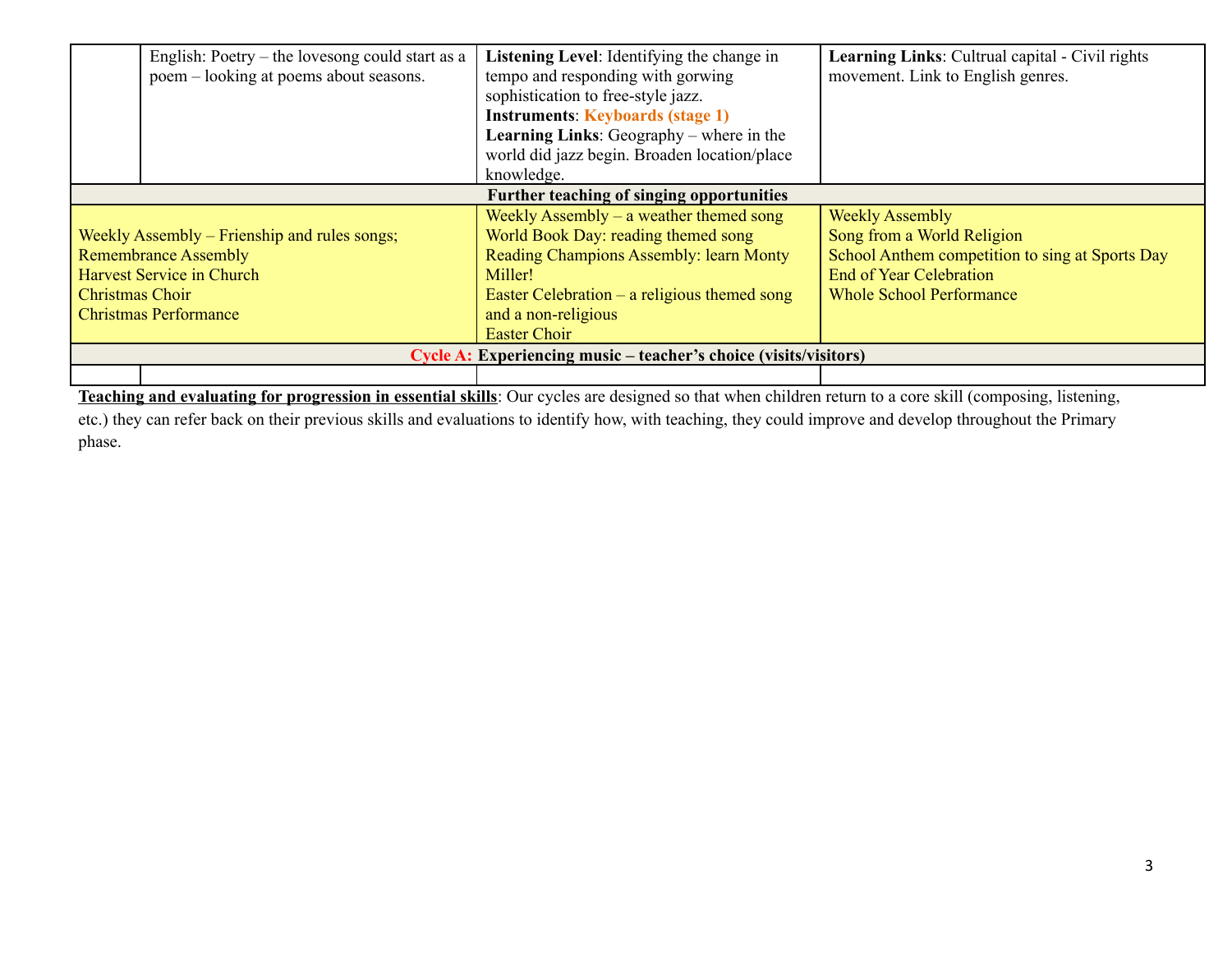| | | | |
|---|---|---|---|
| | English: Poetry – the lovesong could start as a poem – looking at poems about seasons. | **Listening Level**: Identifying the change in tempo and responding with gorwing sophistication to free-style jazz.<br>**Instruments**: **Keyboards (stage 1)**<br>**Learning Links**: Geography – where in the world did jazz begin. Broaden location/place knowledge. | **Learning Links**: Cultrual capital - Civil rights movement. Link to English genres. |
| **Further teaching of singing opportunities** | | | |
| Weekly Assembly – Frienship and rules songs;<br>Remembrance Assembly<br>Harvest Service in Church<br>Christmas Choir<br>Christmas Performance | | Weekly Assembly – a weather themed song<br>World Book Day: reading themed song<br>Reading Champions Assembly: learn Monty Miller!<br>Easter Celebration – a religious themed song and a non-religious<br>Easter Choir | Weekly Assembly<br>Song from a World Religion<br>School Anthem competition to sing at Sports Day<br>End of Year Celebration<br>Whole School Performance |
| **Cycle A: Experiencing music – teacher's choice (visits/visitors)** | | | |
| | | | |

**Teaching and evaluating for progression in essential skills**: Our cycles are designed so that when children return to a core skill (composing, listening, etc.) they can refer back on their previous skills and evaluations to identify how, with teaching, they could improve and develop throughout the Primary phase.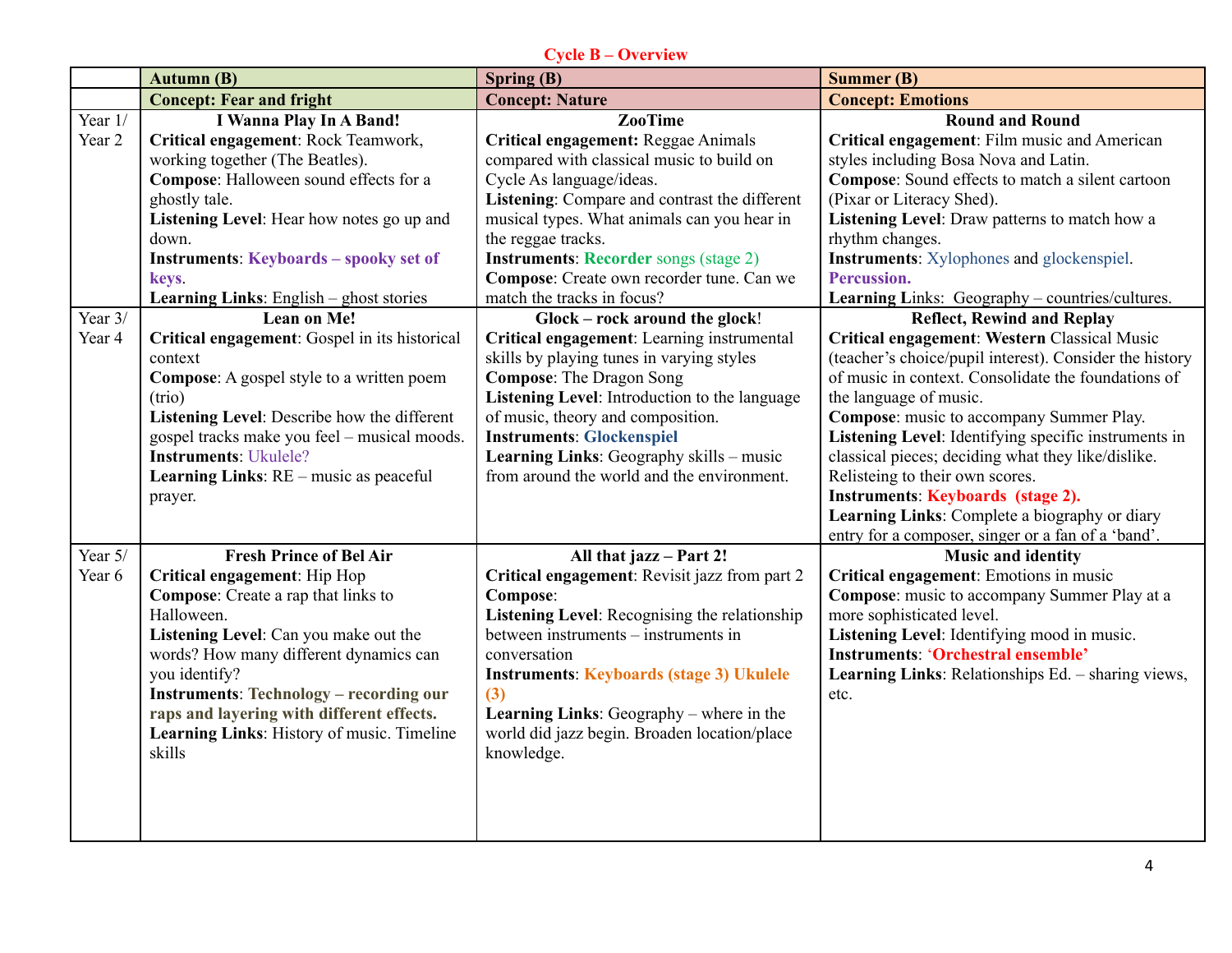# Cycle B – Overview

| | Autumn (B) | Spring (B) | Summer (B) |
|---|---|---|---|
| | **Concept: Fear and fright** | **Concept: Nature** | **Concept: Emotions** |
| Year 1/ Year 2 | **I Wanna Play In A Band!**<br>**Critical engagement**: Rock Teamwork, working together (The Beatles).<br>**Compose**: Halloween sound effects for a ghostly tale.<br>**Listening Level**: Hear how notes go up and down.<br>**Instruments**: **Keyboards – spooky set of keys**.<br>**Learning Links**: English – ghost stories | **ZooTime**<br>**Critical engagement:** Reggae Animals compared with classical music to build on Cycle As language/ideas.<br>**Listening**: Compare and contrast the different musical types. What animals can you hear in the reggae tracks.<br>**Instruments**: **Recorder** songs (stage 2)<br>**Compose**: Create own recorder tune. Can we match the tracks in focus? | **Round and Round**<br>**Critical engagement**: Film music and American styles including Bosa Nova and Latin.<br>**Compose**: Sound effects to match a silent cartoon (Pixar or Literacy Shed).<br>**Listening Level**: Draw patterns to match how a rhythm changes.<br>**Instruments**: Xylophones and glockenspiel. **Percussion.**<br>**Learning Links**: Geography – countries/cultures. |
| Year 3/ Year 4 | **Lean on Me!**<br>**Critical engagement**: Gospel in its historical context<br>**Compose**: A gospel style to a written poem (trio)<br>**Listening Level**: Describe how the different gospel tracks make you feel – musical moods.<br>**Instruments**: Ukulele?<br>**Learning Links**: RE – music as peaceful prayer. | **Glock – rock around the glock!**<br>**Critical engagement**: Learning instrumental skills by playing tunes in varying styles<br>**Compose**: The Dragon Song<br>**Listening Level**: Introduction to the language of music, theory and composition.<br>**Instruments**: **Glockenspiel**<br>**Learning Links**: Geography skills – music from around the world and the environment. | **Reflect, Rewind and Replay**<br>**Critical engagement**: **Western** Classical Music (teacher's choice/pupil interest). Consider the history of music in context. Consolidate the foundations of the language of music.<br>**Compose**: music to accompany Summer Play.<br>**Listening Level**: Identifying specific instruments in classical pieces; deciding what they like/dislike. Relisteing to their own scores.<br>**Instruments**: **Keyboards (stage 2).**<br>**Learning Links**: Complete a biography or diary entry for a composer, singer or a fan of a 'band'. |
| Year 5/ Year 6 | **Fresh Prince of Bel Air**<br>**Critical engagement**: Hip Hop<br>**Compose**: Create a rap that links to Halloween.<br>**Listening Level**: Can you make out the words? How many different dynamics can you identify?<br>**Instruments**: **Technology – recording our raps and layering with different effects.**<br>**Learning Links**: History of music. Timeline skills | **All that jazz – Part 2!**<br>**Critical engagement**: Revisit jazz from part 2<br>**Compose**:<br>**Listening Level**: Recognising the relationship between instruments – instruments in conversation<br>**Instruments**: **Keyboards (stage 3) Ukulele (3)**<br>**Learning Links**: Geography – where in the world did jazz begin. Broaden location/place knowledge. | **Music and identity**<br>**Critical engagement**: Emotions in music<br>**Compose**: music to accompany Summer Play at a more sophisticated level.<br>**Listening Level**: Identifying mood in music.<br>**Instruments**: **'Orchestral ensemble'**<br>**Learning Links**: Relationships Ed. – sharing views, etc. |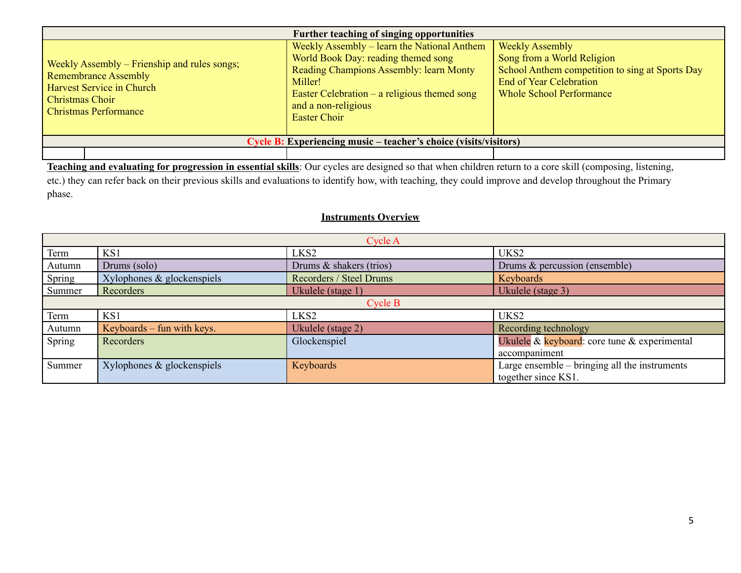| Further teaching of singing opportunities | | |
|---|---|---|
| Weekly Assembly – Frienship and rules songs;<br>Remembrance Assembly<br>Harvest Service in Church<br>Christmas Choir<br>Christmas Performance | Weekly Assembly – learn the National Anthem<br>World Book Day: reading themed song<br>Reading Champions Assembly: learn Monty Miller!<br>Easter Celebration – a religious themed song and a non-religious<br>Easter Choir | Weekly Assembly<br>Song from a World Religion<br>School Anthem competition to sing at Sports Day<br>End of Year Celebration<br>Whole School Performance |
| **Cycle B: Experiencing music – teacher's choice (visits/visitors)** | | |
| | | |

**<u>Teaching and evaluating for progression in essential skills</u>**: Our cycles are designed so that when children return to a core skill (composing, listening, etc.) they can refer back on their previous skills and evaluations to identify how, with teaching, they could improve and develop throughout the Primary phase.

**<u>Instruments Overview</u>**

| Cycle A | | | |
|---|---|---|---|
| Term | KS1 | LKS2 | UKS2 |
| Autumn | Drums (solo) | Drums & shakers (trios) | Drums & percussion (ensemble) |
| Spring | Xylophones & glockenspiels | Recorders / Steel Drums | Keyboards |
| Summer | Recorders | Ukulele (stage 1) | Ukulele (stage 3) |
| **Cycle B** | | | |
| Term | KS1 | LKS2 | UKS2 |
| Autumn | Keyboards – fun with keys. | Ukulele (stage 2) | Recording technology |
| Spring | Recorders | Glockenspiel | Ukulele & keyboard: core tune & experimental accompaniment |
| Summer | Xylophones & glockenspiels | Keyboards | Large ensemble – bringing all the instruments together since KS1. |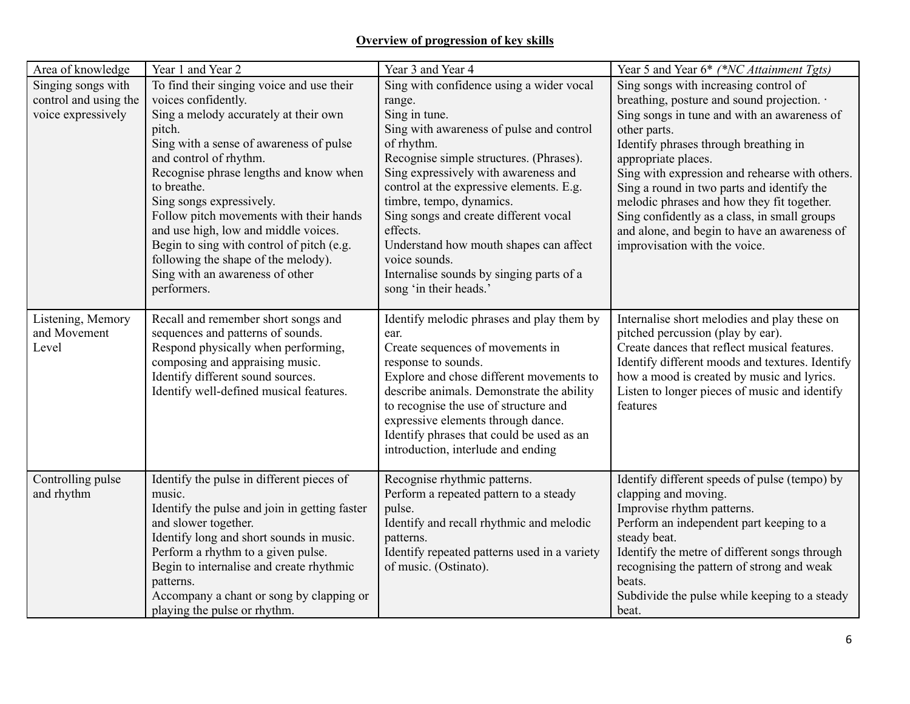**Overview of progression of key skills**

| Area of knowledge | Year 1 and Year 2 | Year 3 and Year 4 | Year 5 and Year 6* *(*NC Attainment Tgts)* |
|---|---|---|---|
| Singing songs with control and using the voice expressively | To find their singing voice and use their voices confidently.<br>Sing a melody accurately at their own pitch.<br>Sing with a sense of awareness of pulse and control of rhythm.<br>Recognise phrase lengths and know when to breathe.<br>Sing songs expressively.<br>Follow pitch movements with their hands and use high, low and middle voices.<br>Begin to sing with control of pitch (e.g. following the shape of the melody).<br>Sing with an awareness of other performers. | Sing with confidence using a wider vocal range.<br>Sing in tune.<br>Sing with awareness of pulse and control of rhythm.<br>Recognise simple structures. (Phrases).<br>Sing expressively with awareness and control at the expressive elements. E.g. timbre, tempo, dynamics.<br>Sing songs and create different vocal effects.<br>Understand how mouth shapes can affect voice sounds.<br>Internalise sounds by singing parts of a song 'in their heads.' | Sing songs with increasing control of breathing, posture and sound projection. ·<br>Sing songs in tune and with an awareness of other parts.<br>Identify phrases through breathing in appropriate places.<br>Sing with expression and rehearse with others.<br>Sing a round in two parts and identify the melodic phrases and how they fit together.<br>Sing confidently as a class, in small groups and alone, and begin to have an awareness of improvisation with the voice. |
| Listening, Memory and Movement Level | Recall and remember short songs and sequences and patterns of sounds.<br>Respond physically when performing, composing and appraising music.<br>Identify different sound sources.<br>Identify well-defined musical features. | Identify melodic phrases and play them by ear.<br>Create sequences of movements in response to sounds.<br>Explore and chose different movements to describe animals. Demonstrate the ability to recognise the use of structure and expressive elements through dance.<br>Identify phrases that could be used as an introduction, interlude and ending | Internalise short melodies and play these on pitched percussion (play by ear).<br>Create dances that reflect musical features.<br>Identify different moods and textures. Identify how a mood is created by music and lyrics.<br>Listen to longer pieces of music and identify features |
| Controlling pulse and rhythm | Identify the pulse in different pieces of music.<br>Identify the pulse and join in getting faster and slower together.<br>Identify long and short sounds in music.<br>Perform a rhythm to a given pulse.<br>Begin to internalise and create rhythmic patterns.<br>Accompany a chant or song by clapping or playing the pulse or rhythm. | Recognise rhythmic patterns.<br>Perform a repeated pattern to a steady pulse.<br>Identify and recall rhythmic and melodic patterns.<br>Identify repeated patterns used in a variety of music. (Ostinato). | Identify different speeds of pulse (tempo) by clapping and moving.<br>Improvise rhythm patterns.<br>Perform an independent part keeping to a steady beat.<br>Identify the metre of different songs through recognising the pattern of strong and weak beats.<br>Subdivide the pulse while keeping to a steady beat. |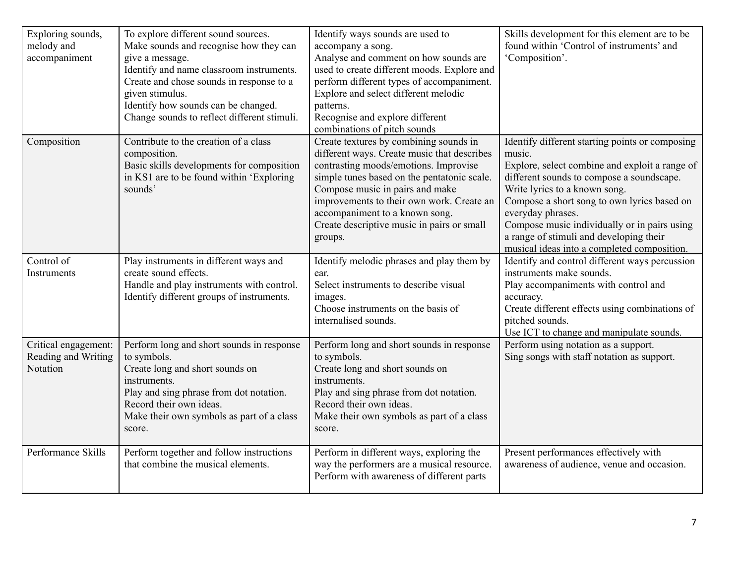| Exploring sounds, melody and accompaniment | To explore different sound sources.<br>Make sounds and recognise how they can give a message.<br>Identify and name classroom instruments.<br>Create and chose sounds in response to a given stimulus.<br>Identify how sounds can be changed.<br>Change sounds to reflect different stimuli. | Identify ways sounds are used to accompany a song.<br>Analyse and comment on how sounds are used to create different moods. Explore and perform different types of accompaniment.<br>Explore and select different melodic patterns.<br>Recognise and explore different combinations of pitch sounds | Skills development for this element are to be found within 'Control of instruments' and 'Composition'. |
|---|---|---|---|
| Composition | Contribute to the creation of a class composition.<br>Basic skills developments for composition in KS1 are to be found within 'Exploring sounds' | Create textures by combining sounds in different ways. Create music that describes contrasting moods/emotions. Improvise simple tunes based on the pentatonic scale. Compose music in pairs and make improvements to their own work. Create an accompaniment to a known song.<br>Create descriptive music in pairs or small groups. | Identify different starting points or composing music.<br>Explore, select combine and exploit a range of different sounds to compose a soundscape.<br>Write lyrics to a known song.<br>Compose a short song to own lyrics based on everyday phrases.<br>Compose music individually or in pairs using a range of stimuli and developing their musical ideas into a completed composition. |
| Control of Instruments | Play instruments in different ways and create sound effects.<br>Handle and play instruments with control.<br>Identify different groups of instruments. | Identify melodic phrases and play them by ear.<br>Select instruments to describe visual images.<br>Choose instruments on the basis of internalised sounds. | Identify and control different ways percussion instruments make sounds.<br>Play accompaniments with control and accuracy.<br>Create different effects using combinations of pitched sounds.<br>Use ICT to change and manipulate sounds. |
| Critical engagement: Reading and Writing Notation | Perform long and short sounds in response to symbols.<br>Create long and short sounds on instruments.<br>Play and sing phrase from dot notation.<br>Record their own ideas.<br>Make their own symbols as part of a class score. | Perform long and short sounds in response to symbols.<br>Create long and short sounds on instruments.<br>Play and sing phrase from dot notation.<br>Record their own ideas.<br>Make their own symbols as part of a class score. | Perform using notation as a support.<br>Sing songs with staff notation as support. |
| Performance Skills | Perform together and follow instructions that combine the musical elements. | Perform in different ways, exploring the way the performers are a musical resource.<br>Perform with awareness of different parts | Present performances effectively with awareness of audience, venue and occasion. |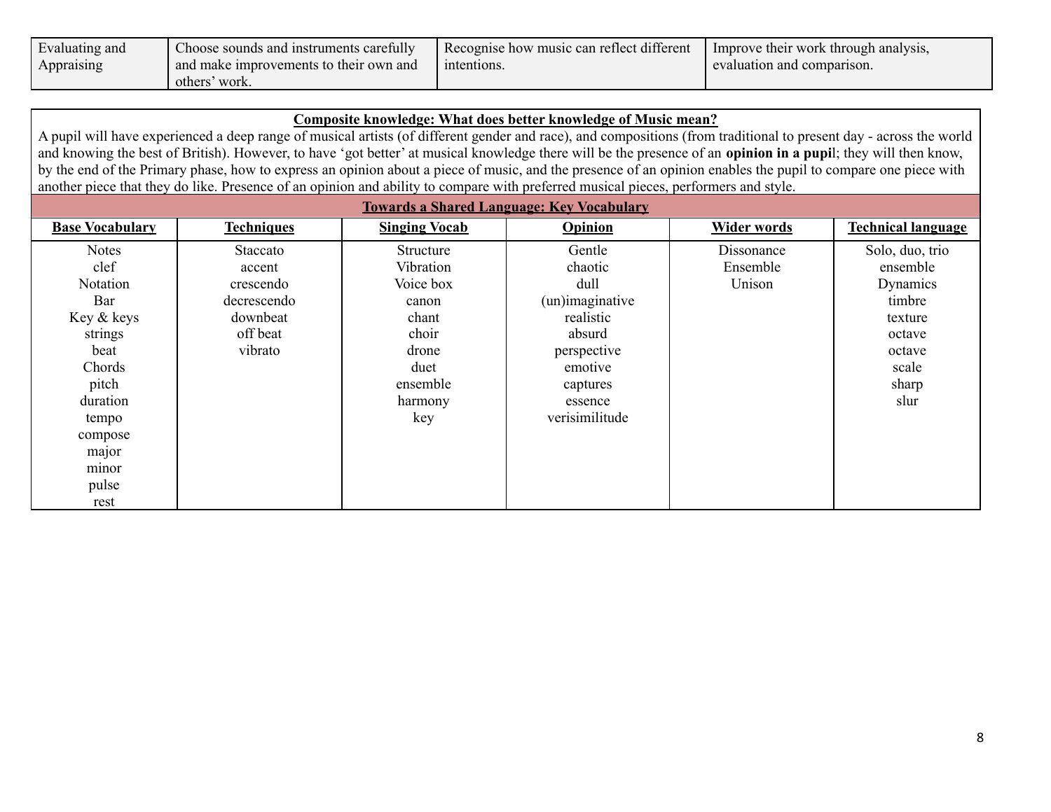| | | | |
|---|---|---|---|
| Evaluating and Appraising | Choose sounds and instruments carefully and make improvements to their own and others' work. | Recognise how music can reflect different intentions. | Improve their work through analysis, evaluation and comparison. |

**Composite knowledge: What does better knowledge of Music mean?**

A pupil will have experienced a deep range of musical artists (of different gender and race), and compositions (from traditional to present day - across the world and knowing the best of British). However, to have 'got better' at musical knowledge there will be the presence of an **opinion in a pupi**l; they will then know, by the end of the Primary phase, how to express an opinion about a piece of music, and the presence of an opinion enables the pupil to compare one piece with another piece that they do like. Presence of an opinion and ability to compare with preferred musical pieces, performers and style.

**Towards a Shared Language: Key Vocabulary**

| Base Vocabulary | Techniques | Singing Vocab | Opinion | Wider words | Technical language |
|---|---|---|---|---|---|
| Notes<br>clef<br>Notation<br>Bar<br>Key & keys<br>strings<br>beat<br>Chords<br>pitch<br>duration<br>tempo<br>compose<br>major<br>minor<br>pulse<br>rest | Staccato<br>accent<br>crescendo<br>decrescendo<br>downbeat<br>off beat<br>vibrato | Structure<br>Vibration<br>Voice box<br>canon<br>chant<br>choir<br>drone<br>duet<br>ensemble<br>harmony<br>key | Gentle<br>chaotic<br>dull<br>(un)imaginative<br>realistic<br>absurd<br>perspective<br>emotive<br>captures<br>essence<br>verisimilitude | Dissonance<br>Ensemble<br>Unison | Solo, duo, trio<br>ensemble<br>Dynamics<br>timbre<br>texture<br>octave<br>octave<br>scale<br>sharp<br>slur |